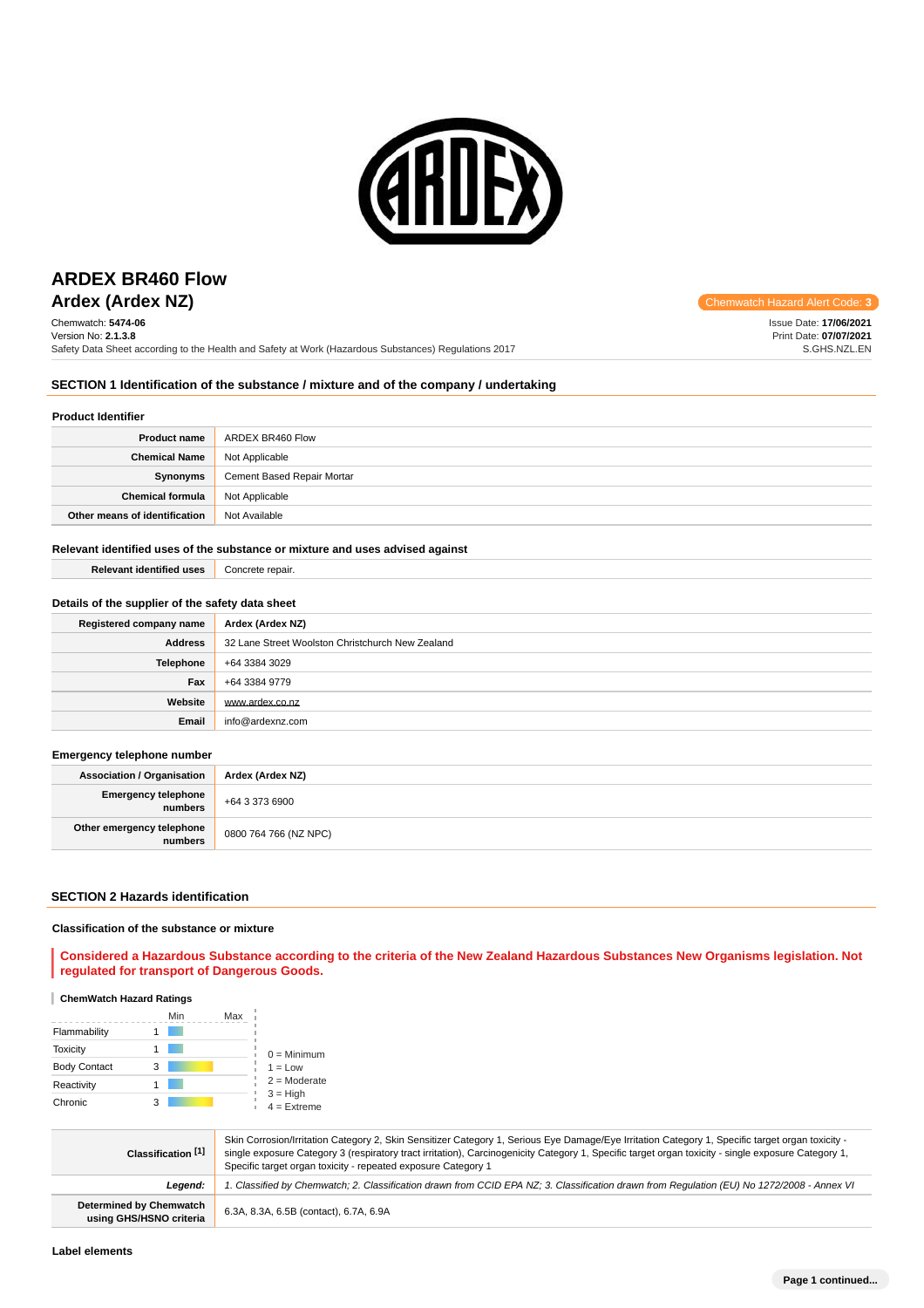# ARDEX BR460 Flow
## Ardex (Ardex NZ)

Chemwatch Hazard Alert Code: **3**

Chemwatch: **5474-06**
Version No: **2.1.3.8**
Safety Data Sheet according to the Health and Safety at Work (Hazardous Substances) Regulations 2017

Issue Date: **17/06/2021**
Print Date: **07/07/2021**
S.GHS.NZL.EN

## SECTION 1 Identification of the substance / mixture and of the company / undertaking

### Product Identifier

| | |
|---|---|
| **Product name** | ARDEX BR460 Flow |
| **Chemical Name** | Not Applicable |
| **Synonyms** | Cement Based Repair Mortar |
| **Chemical formula** | Not Applicable |
| **Other means of identification** | Not Available |

### Relevant identified uses of the substance or mixture and uses advised against

| | |
|---|---|
| **Relevant identified uses** | Concrete repair. |

### Details of the supplier of the safety data sheet

| | |
|---|---|
| **Registered company name** | **Ardex (Ardex NZ)** |
| **Address** | 32 Lane Street Woolston Christchurch New Zealand |
| **Telephone** | +64 3384 3029 |
| **Fax** | +64 3384 9779 |
| **Website** | www.ardex.co.nz |
| **Email** | info@ardexnz.com |

### Emergency telephone number

| | |
|---|---|
| **Association / Organisation** | **Ardex (Ardex NZ)** |
| **Emergency telephone numbers** | +64 3 373 6900 |
| **Other emergency telephone numbers** | 0800 764 766 (NZ NPC) |

## SECTION 2 Hazards identification

### Classification of the substance or mixture

**Considered a Hazardous Substance according to the criteria of the New Zealand Hazardous Substances New Organisms legislation. Not regulated for transport of Dangerous Goods.**

#### ChemWatch Hazard Ratings

| | Min | Max |
|---|---|---|
| Flammability | 1 | |
| Toxicity | 1 | |
| Body Contact | 3 | |
| Reactivity | 1 | |
| Chronic | 3 | |

0 = Minimum
1 = Low
2 = Moderate
3 = High
4 = Extreme

| | |
|---|---|
| **Classification [1]** | Skin Corrosion/Irritation Category 2, Skin Sensitizer Category 1, Serious Eye Damage/Eye Irritation Category 1, Specific target organ toxicity - single exposure Category 3 (respiratory tract irritation), Carcinogenicity Category 1, Specific target organ toxicity - single exposure Category 1, Specific target organ toxicity - repeated exposure Category 1 |
| ***Legend:*** | *1. Classified by Chemwatch; 2. Classification drawn from CCID EPA NZ; 3. Classification drawn from Regulation (EU) No 1272/2008 - Annex VI* |
| **Determined by Chemwatch using GHS/HSNO criteria** | 6.3A, 8.3A, 6.5B (contact), 6.7A, 6.9A |

### Label elements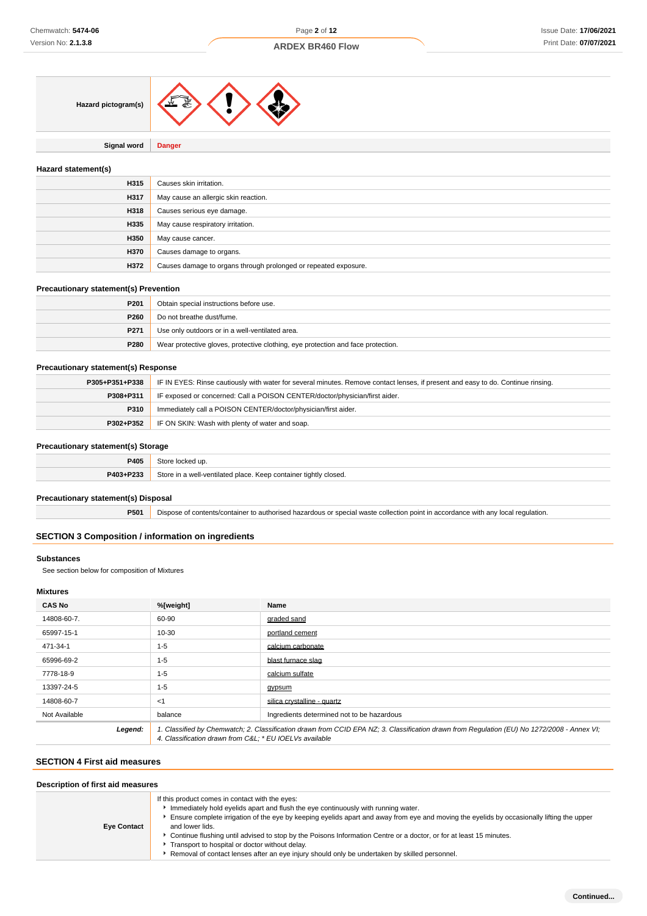| Hazard pictogram(s) | |
|---|---|
| **Signal word** | **Danger** |

### Hazard statement(s)

| | |
|---|---|
| **H315** | Causes skin irritation. |
| **H317** | May cause an allergic skin reaction. |
| **H318** | Causes serious eye damage. |
| **H335** | May cause respiratory irritation. |
| **H350** | May cause cancer. |
| **H370** | Causes damage to organs. |
| **H372** | Causes damage to organs through prolonged or repeated exposure. |

### Precautionary statement(s) Prevention

| | |
|---|---|
| **P201** | Obtain special instructions before use. |
| **P260** | Do not breathe dust/fume. |
| **P271** | Use only outdoors or in a well-ventilated area. |
| **P280** | Wear protective gloves, protective clothing, eye protection and face protection. |

### Precautionary statement(s) Response

| | |
|---|---|
| **P305+P351+P338** | IF IN EYES: Rinse cautiously with water for several minutes. Remove contact lenses, if present and easy to do. Continue rinsing. |
| **P308+P311** | IF exposed or concerned: Call a POISON CENTER/doctor/physician/first aider. |
| **P310** | Immediately call a POISON CENTER/doctor/physician/first aider. |
| **P302+P352** | IF ON SKIN: Wash with plenty of water and soap. |

### Precautionary statement(s) Storage

| | |
|---|---|
| **P405** | Store locked up. |
| **P403+P233** | Store in a well-ventilated place. Keep container tightly closed. |

### Precautionary statement(s) Disposal

| | |
|---|---|
| **P501** | Dispose of contents/container to authorised hazardous or special waste collection point in accordance with any local regulation. |

## SECTION 3 Composition / information on ingredients

### Substances

See section below for composition of Mixtures

### Mixtures

| CAS No | %[weight] | Name |
|---|---|---|
| 14808-60-7. | 60-90 | graded sand |
| 65997-15-1 | 10-30 | portland cement |
| 471-34-1 | 1-5 | calcium carbonate |
| 65996-69-2 | 1-5 | blast furnace slag |
| 7778-18-9 | 1-5 | calcium sulfate |
| 13397-24-5 | 1-5 | gypsum |
| 14808-60-7 | <1 | silica crystalline - quartz |
| Not Available | balance | Ingredients determined not to be hazardous |
| ***Legend:*** | *1. Classified by Chemwatch; 2. Classification drawn from CCID EPA NZ; 3. Classification drawn from Regulation (EU) No 1272/2008 - Annex VI; 4. Classification drawn from C&L; * EU IOELVs available* | |

## SECTION 4 First aid measures

### Description of first aid measures

| | |
|---|---|
| **Eye Contact** | If this product comes in contact with the eyes:<br>▸ Immediately hold eyelids apart and flush the eye continuously with running water.<br>▸ Ensure complete irrigation of the eye by keeping eyelids apart and away from eye and moving the eyelids by occasionally lifting the upper and lower lids.<br>▸ Continue flushing until advised to stop by the Poisons Information Centre or a doctor, or for at least 15 minutes.<br>▸ Transport to hospital or doctor without delay.<br>▸ Removal of contact lenses after an eye injury should only be undertaken by skilled personnel. |

Continued...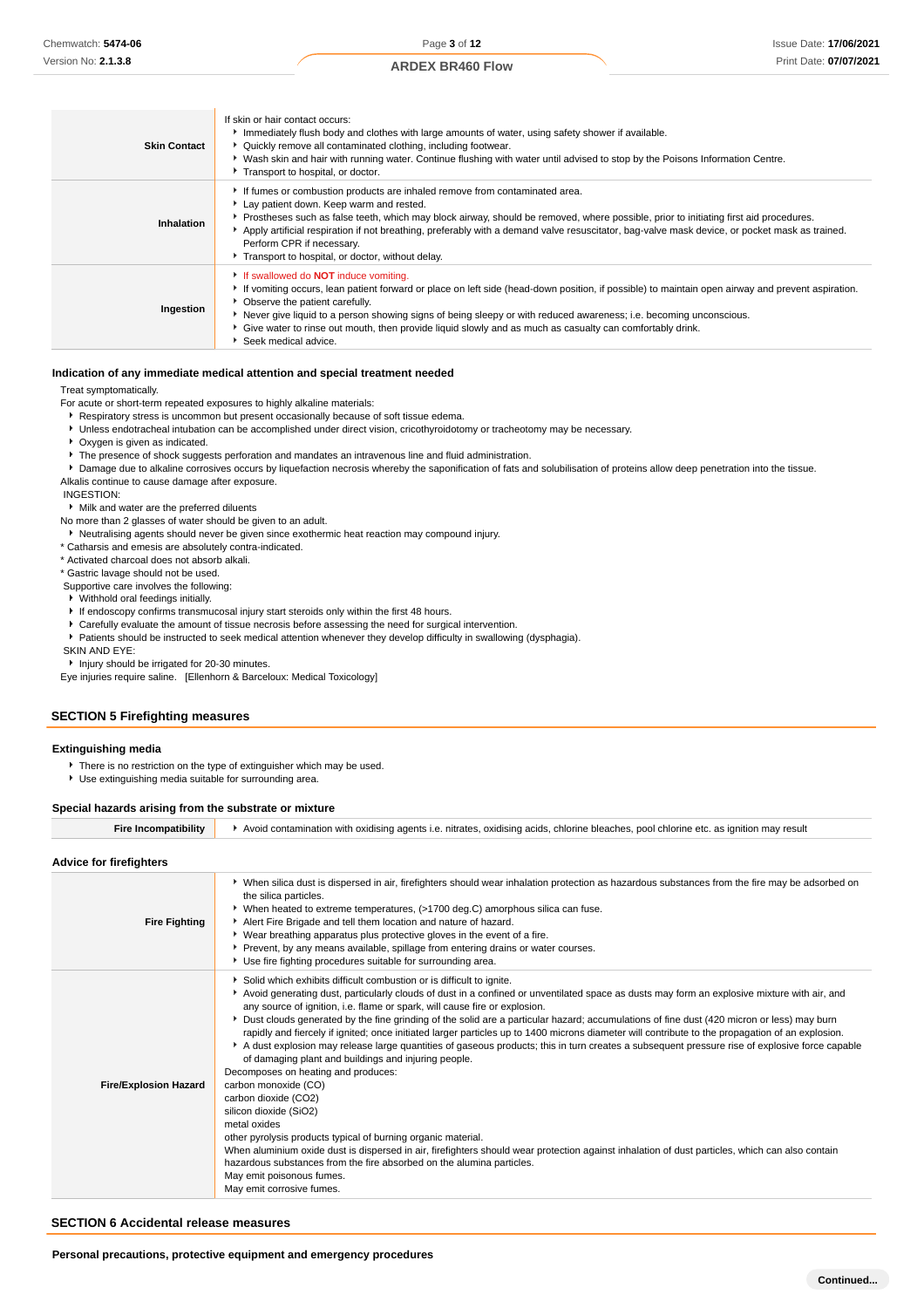| | |
|---|---|
| **Skin Contact** | If skin or hair contact occurs:<br>▸ Immediately flush body and clothes with large amounts of water, using safety shower if available.<br>▸ Quickly remove all contaminated clothing, including footwear.<br>▸ Wash skin and hair with running water. Continue flushing with water until advised to stop by the Poisons Information Centre.<br>▸ Transport to hospital, or doctor. |
| **Inhalation** | ▸ If fumes or combustion products are inhaled remove from contaminated area.<br>▸ Lay patient down. Keep warm and rested.<br>▸ Prostheses such as false teeth, which may block airway, should be removed, where possible, prior to initiating first aid procedures.<br>▸ Apply artificial respiration if not breathing, preferably with a demand valve resuscitator, bag-valve mask device, or pocket mask as trained. Perform CPR if necessary.<br>▸ Transport to hospital, or doctor, without delay. |
| **Ingestion** | ▸ If swallowed do **NOT** induce vomiting.<br>▸ If vomiting occurs, lean patient forward or place on left side (head-down position, if possible) to maintain open airway and prevent aspiration.<br>▸ Observe the patient carefully.<br>▸ Never give liquid to a person showing signs of being sleepy or with reduced awareness; i.e. becoming unconscious.<br>▸ Give water to rinse out mouth, then provide liquid slowly and as much as casualty can comfortably drink.<br>▸ Seek medical advice. |

### Indication of any immediate medical attention and special treatment needed

Treat symptomatically.
For acute or short-term repeated exposures to highly alkaline materials:

- Respiratory stress is uncommon but present occasionally because of soft tissue edema.
- Unless endotracheal intubation can be accomplished under direct vision, cricothyroidotomy or tracheotomy may be necessary.
- Oxygen is given as indicated.
- The presence of shock suggests perforation and mandates an intravenous line and fluid administration.
- Damage due to alkaline corrosives occurs by liquefaction necrosis whereby the saponification of fats and solubilisation of proteins allow deep penetration into the tissue.

Alkalis continue to cause damage after exposure.
INGESTION:

- Milk and water are the preferred diluents

No more than 2 glasses of water should be given to an adult.

- Neutralising agents should never be given since exothermic heat reaction may compound injury.

* Catharsis and emesis are absolutely contra-indicated.
* Activated charcoal does not absorb alkali.
* Gastric lavage should not be used.

Supportive care involves the following:

- Withhold oral feedings initially.
- If endoscopy confirms transmucosal injury start steroids only within the first 48 hours.
- Carefully evaluate the amount of tissue necrosis before assessing the need for surgical intervention.
- Patients should be instructed to seek medical attention whenever they develop difficulty in swallowing (dysphagia).

SKIN AND EYE:

- Injury should be irrigated for 20-30 minutes.

Eye injuries require saline. [Ellenhorn & Barceloux: Medical Toxicology]

## SECTION 5 Firefighting measures

### Extinguishing media

- There is no restriction on the type of extinguisher which may be used.
- Use extinguishing media suitable for surrounding area.

### Special hazards arising from the substrate or mixture

| | |
|---|---|
| **Fire Incompatibility** | ▸ Avoid contamination with oxidising agents i.e. nitrates, oxidising acids, chlorine bleaches, pool chlorine etc. as ignition may result |

### Advice for firefighters

| | |
|---|---|
| **Fire Fighting** | ▸ When silica dust is dispersed in air, firefighters should wear inhalation protection as hazardous substances from the fire may be adsorbed on the silica particles.<br>▸ When heated to extreme temperatures, (>1700 deg.C) amorphous silica can fuse.<br>▸ Alert Fire Brigade and tell them location and nature of hazard.<br>▸ Wear breathing apparatus plus protective gloves in the event of a fire.<br>▸ Prevent, by any means available, spillage from entering drains or water courses.<br>▸ Use fire fighting procedures suitable for surrounding area. |
| **Fire/Explosion Hazard** | ▸ Solid which exhibits difficult combustion or is difficult to ignite.<br>▸ Avoid generating dust, particularly clouds of dust in a confined or unventilated space as dusts may form an explosive mixture with air, and any source of ignition, i.e. flame or spark, will cause fire or explosion.<br>▸ Dust clouds generated by the fine grinding of the solid are a particular hazard; accumulations of fine dust (420 micron or less) may burn rapidly and fiercely if ignited; once initiated larger particles up to 1400 microns diameter will contribute to the propagation of an explosion.<br>▸ A dust explosion may release large quantities of gaseous products; this in turn creates a subsequent pressure rise of explosive force capable of damaging plant and buildings and injuring people.<br>Decomposes on heating and produces:<br>carbon monoxide (CO)<br>carbon dioxide ($CO_2$)<br>silicon dioxide ($SiO_2$)<br>metal oxides<br>other pyrolysis products typical of burning organic material.<br>When aluminium oxide dust is dispersed in air, firefighters should wear protection against inhalation of dust particles, which can also contain hazardous substances from the fire absorbed on the alumina particles.<br>May emit poisonous fumes.<br>May emit corrosive fumes. |

## SECTION 6 Accidental release measures

### Personal precautions, protective equipment and emergency procedures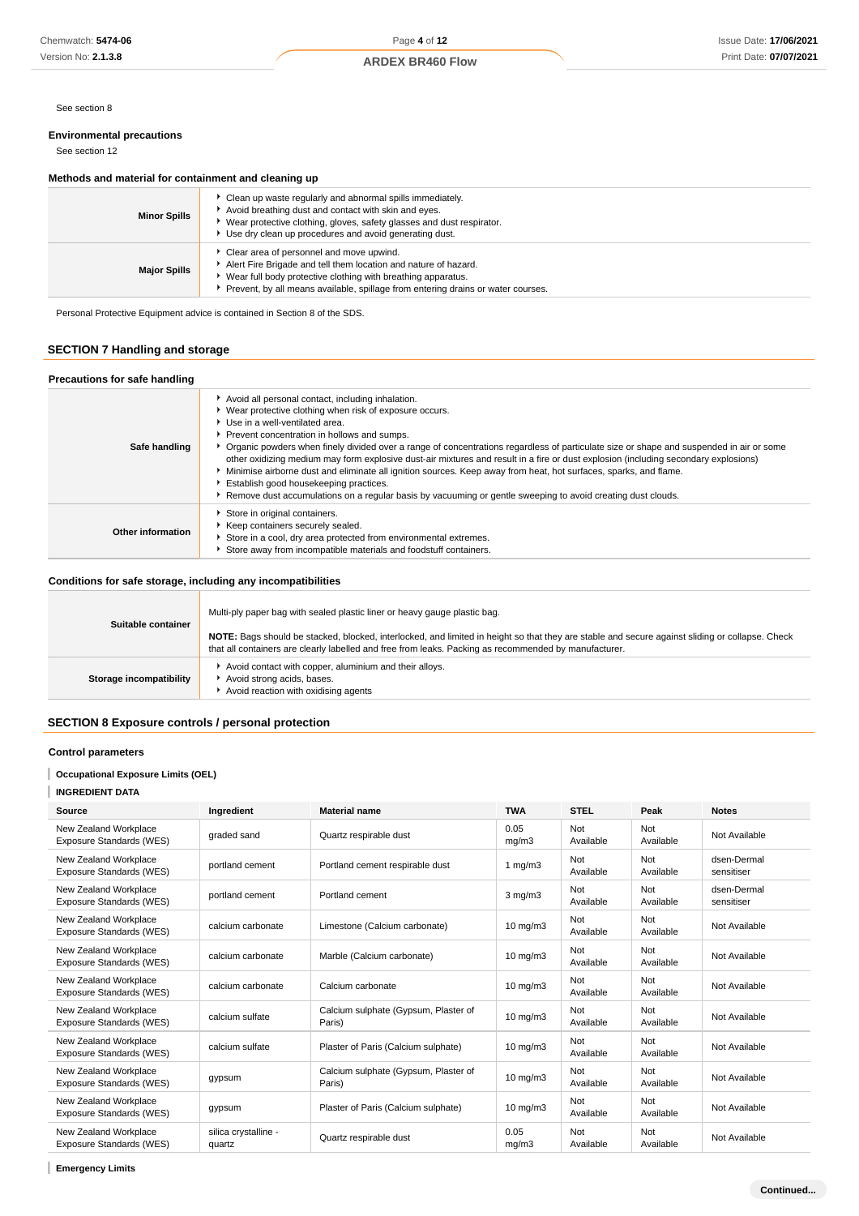See section 8

### Environmental precautions

See section 12

### Methods and material for containment and cleaning up

| | |
|---|---|
| **Minor Spills** | ▸ Clean up waste regularly and abnormal spills immediately.<br>▸ Avoid breathing dust and contact with skin and eyes.<br>▸ Wear protective clothing, gloves, safety glasses and dust respirator.<br>▸ Use dry clean up procedures and avoid generating dust. |
| **Major Spills** | ▸ Clear area of personnel and move upwind.<br>▸ Alert Fire Brigade and tell them location and nature of hazard.<br>▸ Wear full body protective clothing with breathing apparatus.<br>▸ Prevent, by all means available, spillage from entering drains or water courses. |

Personal Protective Equipment advice is contained in Section 8 of the SDS.

## SECTION 7 Handling and storage

### Precautions for safe handling

| | |
|---|---|
| **Safe handling** | ▸ Avoid all personal contact, including inhalation.<br>▸ Wear protective clothing when risk of exposure occurs.<br>▸ Use in a well-ventilated area.<br>▸ Prevent concentration in hollows and sumps.<br>▸ Organic powders when finely divided over a range of concentrations regardless of particulate size or shape and suspended in air or some other oxidizing medium may form explosive dust-air mixtures and result in a fire or dust explosion (including secondary explosions)<br>▸ Minimise airborne dust and eliminate all ignition sources. Keep away from heat, hot surfaces, sparks, and flame.<br>▸ Establish good housekeeping practices.<br>▸ Remove dust accumulations on a regular basis by vacuuming or gentle sweeping to avoid creating dust clouds. |
| **Other information** | ▸ Store in original containers.<br>▸ Keep containers securely sealed.<br>▸ Store in a cool, dry area protected from environmental extremes.<br>▸ Store away from incompatible materials and foodstuff containers. |

### Conditions for safe storage, including any incompatibilities

| | |
|---|---|
| **Suitable container** | Multi-ply paper bag with sealed plastic liner or heavy gauge plastic bag.<br><br>**NOTE:** Bags should be stacked, blocked, interlocked, and limited in height so that they are stable and secure against sliding or collapse. Check that all containers are clearly labelled and free from leaks. Packing as recommended by manufacturer. |
| **Storage incompatibility** | ▸ Avoid contact with copper, aluminium and their alloys.<br>▸ Avoid strong acids, bases.<br>▸ Avoid reaction with oxidising agents |

## SECTION 8 Exposure controls / personal protection

### Control parameters

**Occupational Exposure Limits (OEL)**

**INGREDIENT DATA**

| Source | Ingredient | Material name | TWA | STEL | Peak | Notes |
|---|---|---|---|---|---|---|
| New Zealand Workplace Exposure Standards (WES) | graded sand | Quartz respirable dust | 0.05 mg/m3 | Not Available | Not Available | Not Available |
| New Zealand Workplace Exposure Standards (WES) | portland cement | Portland cement respirable dust | 1 mg/m3 | Not Available | Not Available | dsen-Dermal sensitiser |
| New Zealand Workplace Exposure Standards (WES) | portland cement | Portland cement | 3 mg/m3 | Not Available | Not Available | dsen-Dermal sensitiser |
| New Zealand Workplace Exposure Standards (WES) | calcium carbonate | Limestone (Calcium carbonate) | 10 mg/m3 | Not Available | Not Available | Not Available |
| New Zealand Workplace Exposure Standards (WES) | calcium carbonate | Marble (Calcium carbonate) | 10 mg/m3 | Not Available | Not Available | Not Available |
| New Zealand Workplace Exposure Standards (WES) | calcium carbonate | Calcium carbonate | 10 mg/m3 | Not Available | Not Available | Not Available |
| New Zealand Workplace Exposure Standards (WES) | calcium sulfate | Calcium sulphate (Gypsum, Plaster of Paris) | 10 mg/m3 | Not Available | Not Available | Not Available |
| New Zealand Workplace Exposure Standards (WES) | calcium sulfate | Plaster of Paris (Calcium sulphate) | 10 mg/m3 | Not Available | Not Available | Not Available |
| New Zealand Workplace Exposure Standards (WES) | gypsum | Calcium sulphate (Gypsum, Plaster of Paris) | 10 mg/m3 | Not Available | Not Available | Not Available |
| New Zealand Workplace Exposure Standards (WES) | gypsum | Plaster of Paris (Calcium sulphate) | 10 mg/m3 | Not Available | Not Available | Not Available |
| New Zealand Workplace Exposure Standards (WES) | silica crystalline - quartz | Quartz respirable dust | 0.05 mg/m3 | Not Available | Not Available | Not Available |

**Emergency Limits**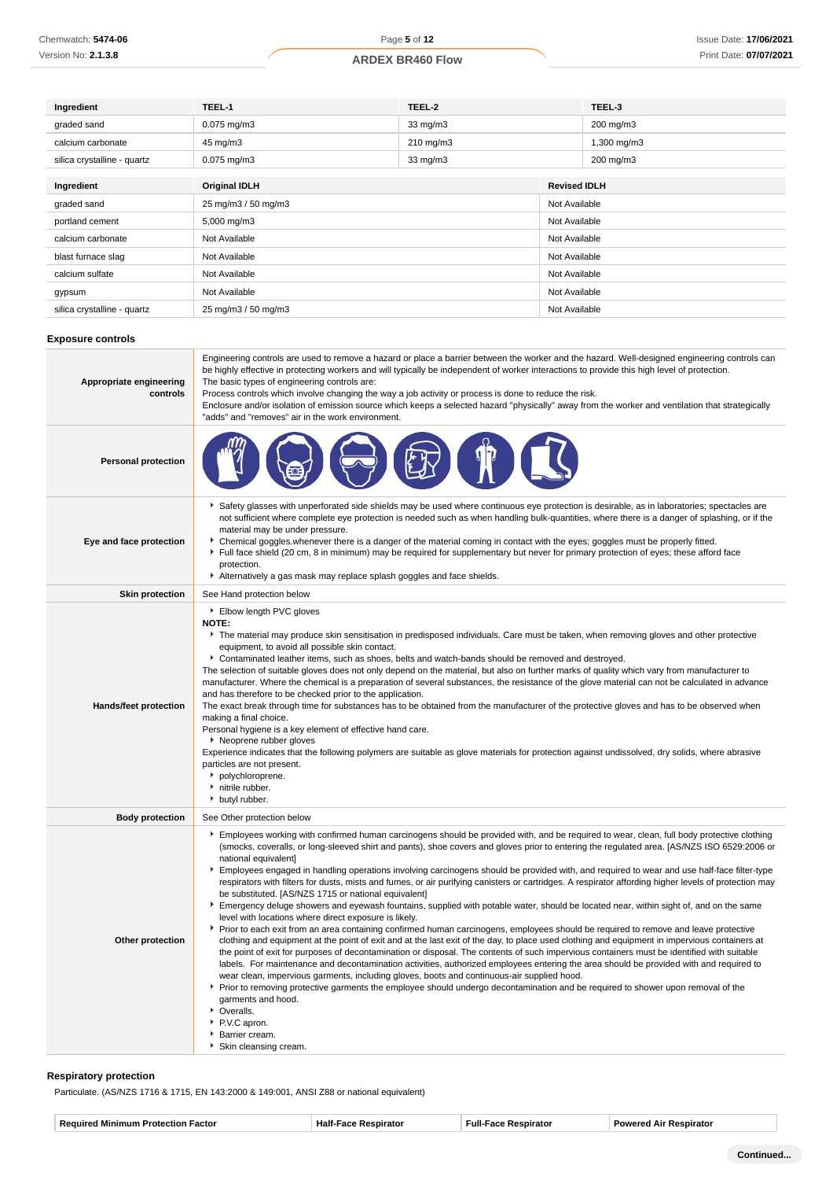| Ingredient | TEEL-1 | TEEL-2 | TEEL-3 |
|---|---|---|---|
| graded sand | 0.075 mg/m3 | 33 mg/m3 | 200 mg/m3 |
| calcium carbonate | 45 mg/m3 | 210 mg/m3 | 1,300 mg/m3 |
| silica crystalline - quartz | 0.075 mg/m3 | 33 mg/m3 | 200 mg/m3 |

| Ingredient | Original IDLH | Revised IDLH |
|---|---|---|
| graded sand | 25 mg/m3 / 50 mg/m3 | Not Available |
| portland cement | 5,000 mg/m3 | Not Available |
| calcium carbonate | Not Available | Not Available |
| blast furnace slag | Not Available | Not Available |
| calcium sulfate | Not Available | Not Available |
| gypsum | Not Available | Not Available |
| silica crystalline - quartz | 25 mg/m3 / 50 mg/m3 | Not Available |

### Exposure controls

**Appropriate engineering controls**

Engineering controls are used to remove a hazard or place a barrier between the worker and the hazard. Well-designed engineering controls can be highly effective in protecting workers and will typically be independent of worker interactions to provide this high level of protection.
The basic types of engineering controls are:
Process controls which involve changing the way a job activity or process is done to reduce the risk.
Enclosure and/or isolation of emission source which keeps a selected hazard "physically" away from the worker and ventilation that strategically "adds" and "removes" air in the work environment.

**Personal protection**

**Eye and face protection**

- Safety glasses with unperforated side shields may be used where continuous eye protection is desirable, as in laboratories; spectacles are not sufficient where complete eye protection is needed such as when handling bulk-quantities, where there is a danger of splashing, or if the material may be under pressure.
- Chemical goggles.whenever there is a danger of the material coming in contact with the eyes; goggles must be properly fitted.
- Full face shield (20 cm, 8 in minimum) may be required for supplementary but never for primary protection of eyes; these afford face protection.
- Alternatively a gas mask may replace splash goggles and face shields.

**Skin protection**

See Hand protection below

**Hands/feet protection**

- Elbow length PVC gloves

**NOTE:**

- The material may produce skin sensitisation in predisposed individuals. Care must be taken, when removing gloves and other protective equipment, to avoid all possible skin contact.
- Contaminated leather items, such as shoes, belts and watch-bands should be removed and destroyed.

The selection of suitable gloves does not only depend on the material, but also on further marks of quality which vary from manufacturer to manufacturer. Where the chemical is a preparation of several substances, the resistance of the glove material can not be calculated in advance and has therefore to be checked prior to the application.
The exact break through time for substances has to be obtained from the manufacturer of the protective gloves and has to be observed when making a final choice.
Personal hygiene is a key element of effective hand care.

- Neoprene rubber gloves

Experience indicates that the following polymers are suitable as glove materials for protection against undissolved, dry solids, where abrasive particles are not present.

- polychloroprene.
- nitrile rubber.
- butyl rubber.

**Body protection**

See Other protection below

**Other protection**

- Employees working with confirmed human carcinogens should be provided with, and be required to wear, clean, full body protective clothing (smocks, coveralls, or long-sleeved shirt and pants), shoe covers and gloves prior to entering the regulated area. [AS/NZS ISO 6529:2006 or national equivalent]
- Employees engaged in handling operations involving carcinogens should be provided with, and required to wear and use half-face filter-type respirators with filters for dusts, mists and fumes, or air purifying canisters or cartridges. A respirator affording higher levels of protection may be substituted. [AS/NZS 1715 or national equivalent]
- Emergency deluge showers and eyewash fountains, supplied with potable water, should be located near, within sight of, and on the same level with locations where direct exposure is likely.
- Prior to each exit from an area containing confirmed human carcinogens, employees should be required to remove and leave protective clothing and equipment at the point of exit and at the last exit of the day, to place used clothing and equipment in impervious containers at the point of exit for purposes of decontamination or disposal. The contents of such impervious containers must be identified with suitable labels. For maintenance and decontamination activities, authorized employees entering the area should be provided with and required to wear clean, impervious garments, including gloves, boots and continuous-air supplied hood.
- Prior to removing protective garments the employee should undergo decontamination and be required to shower upon removal of the garments and hood.
- Overalls.
- P.V.C apron.
- Barrier cream.
- Skin cleansing cream.

### Respiratory protection

Particulate. (AS/NZS 1716 & 1715, EN 143:2000 & 149:001, ANSI Z88 or national equivalent)

| Required Minimum Protection Factor | Half-Face Respirator | Full-Face Respirator | Powered Air Respirator |
|---|---|---|---|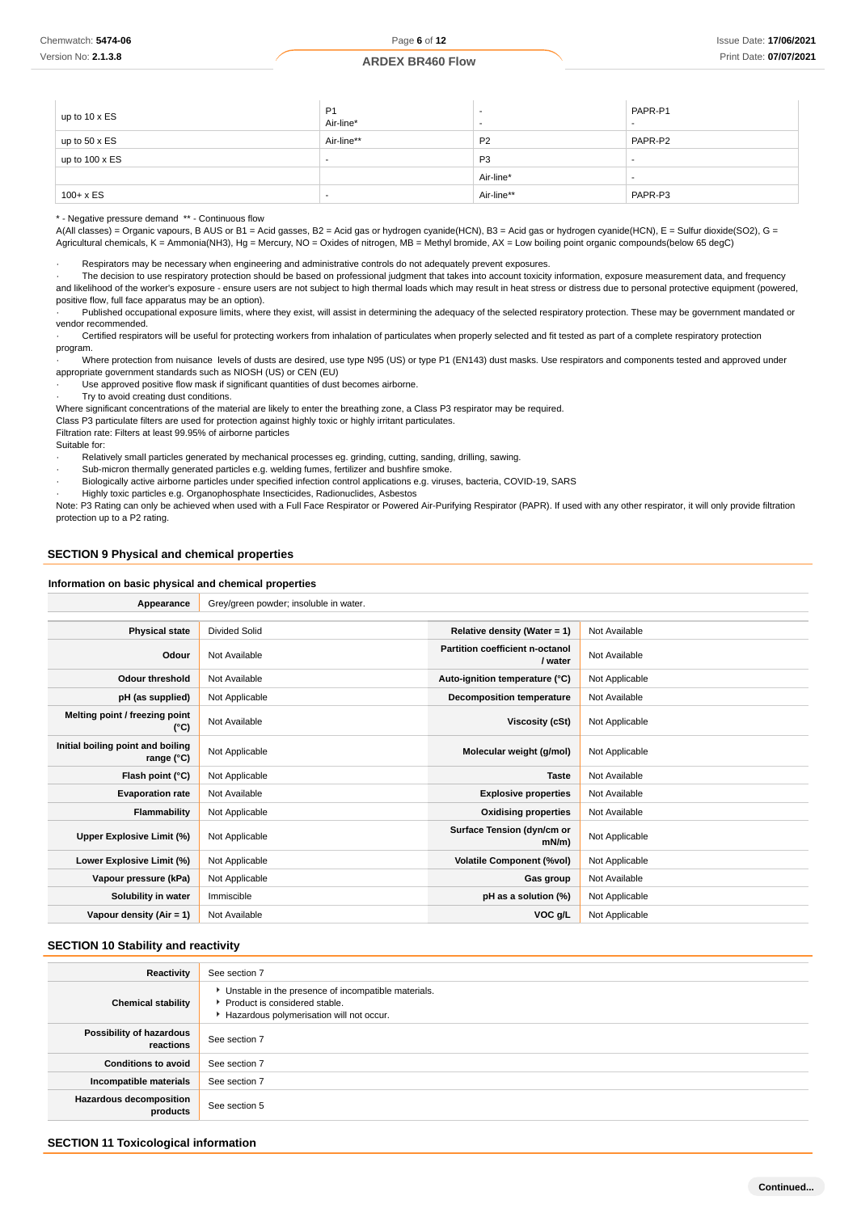| | | | |
|---|---|---|---|
| up to 10 x ES | P1<br>Air-line* | -<br>- | PAPR-P1<br>- |
| up to 50 x ES | Air-line** | P2 | PAPR-P2 |
| up to 100 x ES | - | P3 | - |
| | | Air-line* | - |
| 100+ x ES | - | Air-line** | PAPR-P3 |

* - Negative pressure demand ** - Continuous flow
A(All classes) = Organic vapours, B AUS or B1 = Acid gasses, B2 = Acid gas or hydrogen cyanide(HCN), B3 = Acid gas or hydrogen cyanide(HCN), E = Sulfur dioxide(SO2), G = Agricultural chemicals, K = Ammonia(NH3), Hg = Mercury, NO = Oxides of nitrogen, MB = Methyl bromide, AX = Low boiling point organic compounds(below 65 degC)

- Respirators may be necessary when engineering and administrative controls do not adequately prevent exposures.
- The decision to use respiratory protection should be based on professional judgment that takes into account toxicity information, exposure measurement data, and frequency and likelihood of the worker's exposure - ensure users are not subject to high thermal loads which may result in heat stress or distress due to personal protective equipment (powered, positive flow, full face apparatus may be an option).
- Published occupational exposure limits, where they exist, will assist in determining the adequacy of the selected respiratory protection. These may be government mandated or vendor recommended.
- Certified respirators will be useful for protecting workers from inhalation of particulates when properly selected and fit tested as part of a complete respiratory protection program.
- Where protection from nuisance levels of dusts are desired, use type N95 (US) or type P1 (EN143) dust masks. Use respirators and components tested and approved under appropriate government standards such as NIOSH (US) or CEN (EU)
- Use approved positive flow mask if significant quantities of dust becomes airborne.
- Try to avoid creating dust conditions.

Where significant concentrations of the material are likely to enter the breathing zone, a Class P3 respirator may be required.
Class P3 particulate filters are used for protection against highly toxic or highly irritant particulates.
Filtration rate: Filters at least 99.95% of airborne particles
Suitable for:

- Relatively small particles generated by mechanical processes eg. grinding, cutting, sanding, drilling, sawing.
- Sub-micron thermally generated particles e.g. welding fumes, fertilizer and bushfire smoke.
- Biologically active airborne particles under specified infection control applications e.g. viruses, bacteria, COVID-19, SARS
- Highly toxic particles e.g. Organophosphate Insecticides, Radionuclides, Asbestos

Note: P3 Rating can only be achieved when used with a Full Face Respirator or Powered Air-Purifying Respirator (PAPR). If used with any other respirator, it will only provide filtration protection up to a P2 rating.

## SECTION 9 Physical and chemical properties

### Information on basic physical and chemical properties

| | | | |
|---|---|---|---|
| **Appearance** | Grey/green powder; insoluble in water. | | |
| **Physical state** | Divided Solid | **Relative density (Water = 1)** | Not Available |
| **Odour** | Not Available | **Partition coefficient n-octanol / water** | Not Available |
| **Odour threshold** | Not Available | **Auto-ignition temperature (°C)** | Not Applicable |
| **pH (as supplied)** | Not Applicable | **Decomposition temperature** | Not Available |
| **Melting point / freezing point (°C)** | Not Available | **Viscosity (cSt)** | Not Applicable |
| **Initial boiling point and boiling range (°C)** | Not Applicable | **Molecular weight (g/mol)** | Not Applicable |
| **Flash point (°C)** | Not Applicable | **Taste** | Not Available |
| **Evaporation rate** | Not Available | **Explosive properties** | Not Available |
| **Flammability** | Not Applicable | **Oxidising properties** | Not Available |
| **Upper Explosive Limit (%)** | Not Applicable | **Surface Tension (dyn/cm or mN/m)** | Not Applicable |
| **Lower Explosive Limit (%)** | Not Applicable | **Volatile Component (%vol)** | Not Applicable |
| **Vapour pressure (kPa)** | Not Applicable | **Gas group** | Not Available |
| **Solubility in water** | Immiscible | **pH as a solution (%)** | Not Applicable |
| **Vapour density (Air = 1)** | Not Available | **VOC g/L** | Not Applicable |

## SECTION 10 Stability and reactivity

| | |
|---|---|
| **Reactivity** | See section 7 |
| **Chemical stability** | - Unstable in the presence of incompatible materials.<br>- Product is considered stable.<br>- Hazardous polymerisation will not occur. |
| **Possibility of hazardous reactions** | See section 7 |
| **Conditions to avoid** | See section 7 |
| **Incompatible materials** | See section 7 |
| **Hazardous decomposition products** | See section 5 |

## SECTION 11 Toxicological information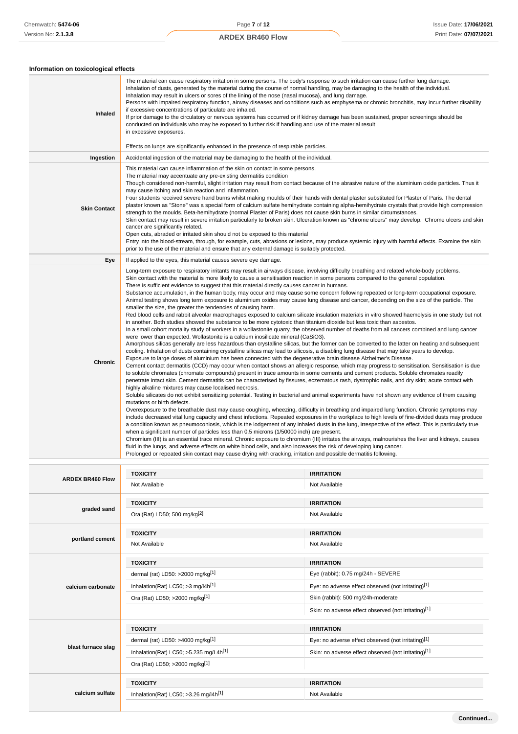### Information on toxicological effects

| | |
|---|---|
| **Inhaled** | The material can cause respiratory irritation in some persons. The body's response to such irritation can cause further lung damage.<br>Inhalation of dusts, generated by the material during the course of normal handling, may be damaging to the health of the individual.<br>Inhalation may result in ulcers or sores of the lining of the nose (nasal mucosa), and lung damage.<br>Persons with impaired respiratory function, airway diseases and conditions such as emphysema or chronic bronchitis, may incur further disability if excessive concentrations of particulate are inhaled.<br>If prior damage to the circulatory or nervous systems has occurred or if kidney damage has been sustained, proper screenings should be conducted on individuals who may be exposed to further risk if handling and use of the material result in excessive exposures.<br><br>Effects on lungs are significantly enhanced in the presence of respirable particles. |
| **Ingestion** | Accidental ingestion of the material may be damaging to the health of the individual. |
| **Skin Contact** | This material can cause inflammation of the skin on contact in some persons.<br>The material may accentuate any pre-existing dermatitis condition<br>Though considered non-harmful, slight irritation may result from contact because of the abrasive nature of the aluminium oxide particles. Thus it may cause itching and skin reaction and inflammation.<br>Four students received severe hand burns whilst making moulds of their hands with dental plaster substituted for Plaster of Paris. The dental plaster known as "Stone" was a special form of calcium sulfate hemihydrate containing alpha-hemihydrate crystals that provide high compression strength to the moulds. Beta-hemihydrate (normal Plaster of Paris) does not cause skin burns in similar circumstances.<br>Skin contact may result in severe irritation particularly to broken skin. Ulceration known as "chrome ulcers" may develop. Chrome ulcers and skin cancer are significantly related.<br>Open cuts, abraded or irritated skin should not be exposed to this material<br>Entry into the blood-stream, through, for example, cuts, abrasions or lesions, may produce systemic injury with harmful effects. Examine the skin prior to the use of the material and ensure that any external damage is suitably protected. |
| **Eye** | If applied to the eyes, this material causes severe eye damage. |
| **Chronic** | Long-term exposure to respiratory irritants may result in airways disease, involving difficulty breathing and related whole-body problems.<br>Skin contact with the material is more likely to cause a sensitisation reaction in some persons compared to the general population.<br>There is sufficient evidence to suggest that this material directly causes cancer in humans.<br>Substance accumulation, in the human body, may occur and may cause some concern following repeated or long-term occupational exposure.<br>Animal testing shows long term exposure to aluminium oxides may cause lung disease and cancer, depending on the size of the particle. The smaller the size, the greater the tendencies of causing harm.<br>Red blood cells and rabbit alveolar macrophages exposed to calcium silicate insulation materials in vitro showed haemolysis in one study but not in another. Both studies showed the substance to be more cytotoxic than titanium dioxide but less toxic than asbestos.<br>In a small cohort mortality study of workers in a wollastonite quarry, the observed number of deaths from all cancers combined and lung cancer were lower than expected. Wollastonite is a calcium inosilicate mineral ($CaSiO_3$).<br>Amorphous silicas generally are less hazardous than crystalline silicas, but the former can be converted to the latter on heating and subsequent cooling. Inhalation of dusts containing crystalline silicas may lead to silicosis, a disabling lung disease that may take years to develop.<br>Exposure to large doses of aluminium has been connected with the degenerative brain disease Alzheimer's Disease.<br>Cement contact dermatitis (CCD) may occur when contact shows an allergic response, which may progress to sensitisation. Sensitisation is due to soluble chromates (chromate compounds) present in trace amounts in some cements and cement products. Soluble chromates readily penetrate intact skin. Cement dermatitis can be characterised by fissures, eczematous rash, dystrophic nails, and dry skin; acute contact with highly alkaline mixtures may cause localised necrosis.<br>Soluble silicates do not exhibit sensitizing potential. Testing in bacterial and animal experiments have not shown any evidence of them causing mutations or birth defects.<br>Overexposure to the breathable dust may cause coughing, wheezing, difficulty in breathing and impaired lung function. Chronic symptoms may include decreased vital lung capacity and chest infections. Repeated exposures in the workplace to high levels of fine-divided dusts may produce a condition known as pneumoconiosis, which is the lodgement of any inhaled dusts in the lung, irrespective of the effect. This is particularly true when a significant number of particles less than 0.5 microns (1/50000 inch) are present.<br>Chromium (III) is an essential trace mineral. Chronic exposure to chromium (III) irritates the airways, malnourishes the liver and kidneys, causes fluid in the lungs, and adverse effects on white blood cells, and also increases the risk of developing lung cancer.<br>Prolonged or repeated skin contact may cause drying with cracking, irritation and possible dermatitis following. |

| | TOXICITY | IRRITATION |
|---|---|---|
| **ARDEX BR460 Flow** | Not Available | Not Available |
| **graded sand** | Oral(Rat) LD50; 500 mg/kg[2] | Not Available |
| **portland cement** | Not Available | Not Available |
| **calcium carbonate** | dermal (rat) LD50: >2000 mg/kg[1] | Eye (rabbit): 0.75 mg/24h - SEVERE |
| | Inhalation(Rat) LC50; >3 mg/l4h[1] | Eye: no adverse effect observed (not irritating)[1] |
| | Oral(Rat) LD50; >2000 mg/kg[1] | Skin (rabbit): 500 mg/24h-moderate |
| | | Skin: no adverse effect observed (not irritating)[1] |
| **blast furnace slag** | dermal (rat) LD50: >4000 mg/kg[1] | Eye: no adverse effect observed (not irritating)[1] |
| | Inhalation(Rat) LC50; >5.235 mg/L4h[1] | Skin: no adverse effect observed (not irritating)[1] |
| | Oral(Rat) LD50; >2000 mg/kg[1] | |
| **calcium sulfate** | Inhalation(Rat) LC50; >3.26 mg/l4h[1] | Not Available |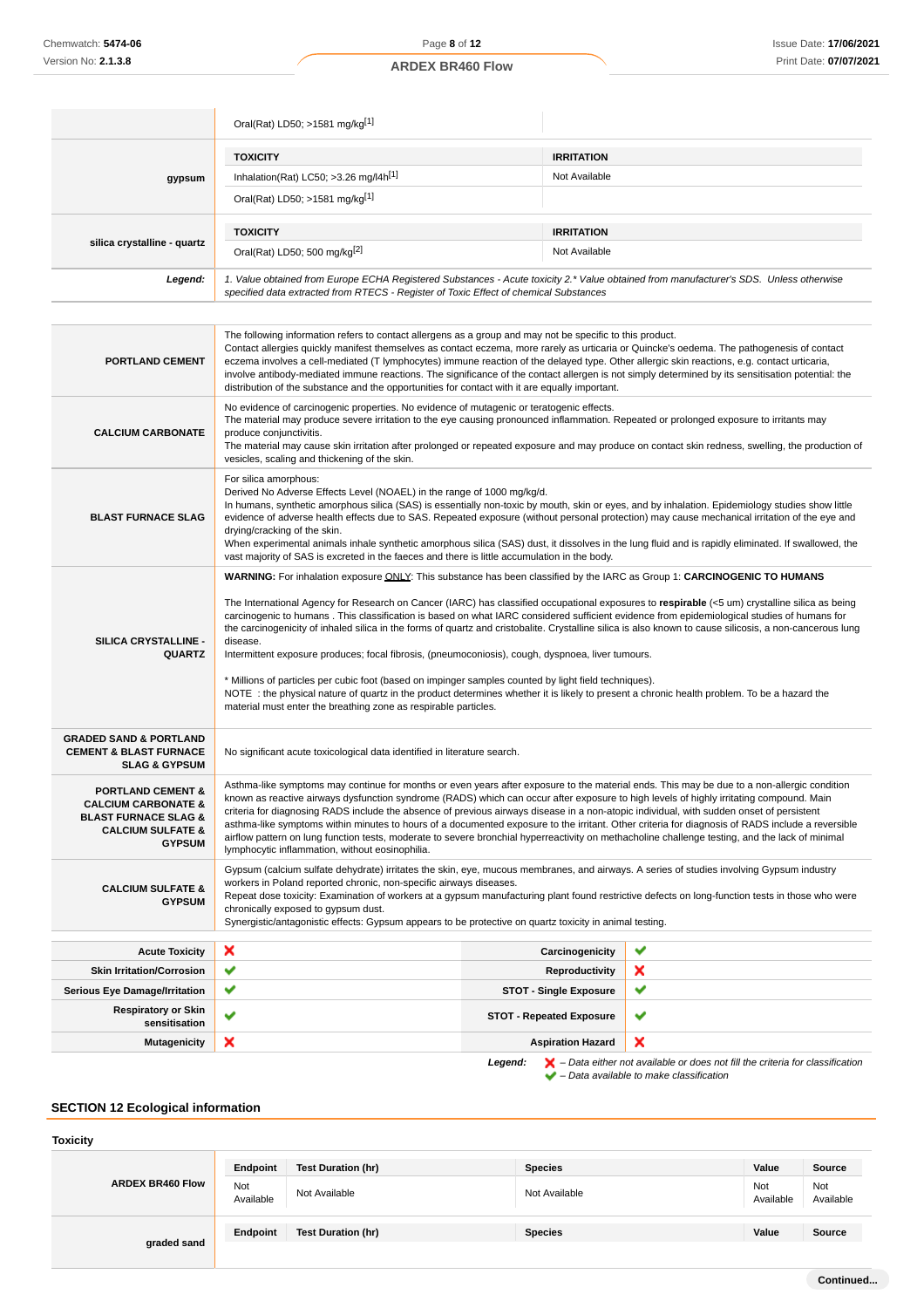| | TOXICITY | IRRITATION |
|---|---|---|
| | Oral(Rat) LD50; >1581 mg/kg[1] | |
| **gypsum** | **TOXICITY** | **IRRITATION** |
| | Inhalation(Rat) LC50; >3.26 mg/l4h[1] | Not Available |
| | Oral(Rat) LD50; >1581 mg/kg[1] | |
| **silica crystalline - quartz** | **TOXICITY** | **IRRITATION** |
| | Oral(Rat) LD50; 500 mg/kg[2] | Not Available |
| ***Legend:*** | *1. Value obtained from Europe ECHA Registered Substances - Acute toxicity 2.\* Value obtained from manufacturer's SDS. Unless otherwise specified data extracted from RTECS - Register of Toxic Effect of chemical Substances* | |

| | |
|---|---|
| **PORTLAND CEMENT** | The following information refers to contact allergens as a group and may not be specific to this product. Contact allergies quickly manifest themselves as contact eczema, more rarely as urticaria or Quincke's oedema. The pathogenesis of contact eczema involves a cell-mediated (T lymphocytes) immune reaction of the delayed type. Other allergic skin reactions, e.g. contact urticaria, involve antibody-mediated immune reactions. The significance of the contact allergen is not simply determined by its sensitisation potential: the distribution of the substance and the opportunities for contact with it are equally important. |
| **CALCIUM CARBONATE** | No evidence of carcinogenic properties. No evidence of mutagenic or teratogenic effects. The material may produce severe irritation to the eye causing pronounced inflammation. Repeated or prolonged exposure to irritants may produce conjunctivitis. The material may cause skin irritation after prolonged or repeated exposure and may produce on contact skin redness, swelling, the production of vesicles, scaling and thickening of the skin. |
| **BLAST FURNACE SLAG** | For silica amorphous: Derived No Adverse Effects Level (NOAEL) in the range of 1000 mg/kg/d. In humans, synthetic amorphous silica (SAS) is essentially non-toxic by mouth, skin or eyes, and by inhalation. Epidemiology studies show little evidence of adverse health effects due to SAS. Repeated exposure (without personal protection) may cause mechanical irritation of the eye and drying/cracking of the skin. When experimental animals inhale synthetic amorphous silica (SAS) dust, it dissolves in the lung fluid and is rapidly eliminated. If swallowed, the vast majority of SAS is excreted in the faeces and there is little accumulation in the body. |
| **SILICA CRYSTALLINE - QUARTZ** | **WARNING:** For inhalation exposure ONLY: This substance has been classified by the IARC as Group 1: **CARCINOGENIC TO HUMANS**<br><br>The International Agency for Research on Cancer (IARC) has classified occupational exposures to **respirable** (<5 um) crystalline silica as being carcinogenic to humans . This classification is based on what IARC considered sufficient evidence from epidemiological studies of humans for the carcinogenicity of inhaled silica in the forms of quartz and cristobalite. Crystalline silica is also known to cause silicosis, a non-cancerous lung disease.<br>Intermittent exposure produces; focal fibrosis, (pneumoconiosis), cough, dyspnoea, liver tumours.<br><br>\* Millions of particles per cubic foot (based on impinger samples counted by light field techniques).<br>NOTE : the physical nature of quartz in the product determines whether it is likely to present a chronic health problem. To be a hazard the material must enter the breathing zone as respirable particles. |
| **GRADED SAND & PORTLAND CEMENT & BLAST FURNACE SLAG & GYPSUM** | No significant acute toxicological data identified in literature search. |
| **PORTLAND CEMENT & CALCIUM CARBONATE & BLAST FURNACE SLAG & CALCIUM SULFATE & GYPSUM** | Asthma-like symptoms may continue for months or even years after exposure to the material ends. This may be due to a non-allergic condition known as reactive airways dysfunction syndrome (RADS) which can occur after exposure to high levels of highly irritating compound. Main criteria for diagnosing RADS include the absence of previous airways disease in a non-atopic individual, with sudden onset of persistent asthma-like symptoms within minutes to hours of a documented exposure to the irritant. Other criteria for diagnosis of RADS include a reversible airflow pattern on lung function tests, moderate to severe bronchial hyperreactivity on methacholine challenge testing, and the lack of minimal lymphocytic inflammation, without eosinophilia. |
| **CALCIUM SULFATE & GYPSUM** | Gypsum (calcium sulfate dehydrate) irritates the skin, eye, mucous membranes, and airways. A series of studies involving Gypsum industry workers in Poland reported chronic, non-specific airways diseases. Repeat dose toxicity: Examination of workers at a gypsum manufacturing plant found restrictive defects on long-function tests in those who were chronically exposed to gypsum dust. Synergistic/antagonistic effects: Gypsum appears to be protective on quartz toxicity in animal testing. |

| | | | |
|---|---|---|---|
| **Acute Toxicity** | ✗ | **Carcinogenicity** | ✔ |
| **Skin Irritation/Corrosion** | ✔ | **Reproductivity** | ✗ |
| **Serious Eye Damage/Irritation** | ✔ | **STOT - Single Exposure** | ✔ |
| **Respiratory or Skin sensitisation** | ✔ | **STOT - Repeated Exposure** | ✔ |
| **Mutagenicity** | ✗ | **Aspiration Hazard** | ✗ |

***Legend:*** ✗ *– Data either not available or does not fill the criteria for classification*
✔ *– Data available to make classification*

## SECTION 12 Ecological information

### Toxicity

| | Endpoint | Test Duration (hr) | Species | Value | Source |
|---|---|---|---|---|---|
| **ARDEX BR460 Flow** | Not Available | Not Available | Not Available | Not Available | Not Available |
| **graded sand** | **Endpoint** | **Test Duration (hr)** | **Species** | **Value** | **Source** |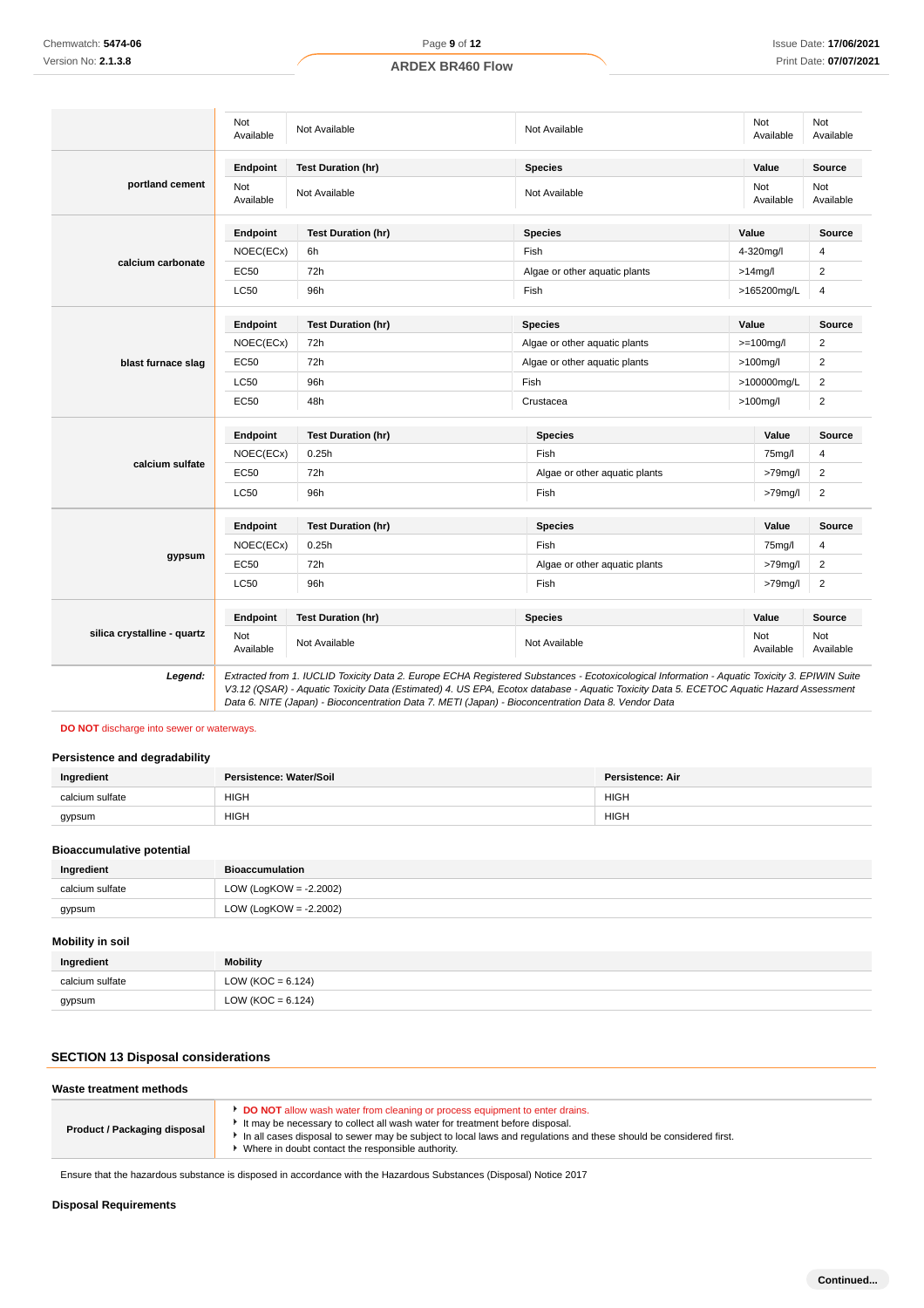| | Endpoint | Test Duration (hr) | Species | Value | Source |
|---|---|---|---|---|---|
| | Not Available | Not Available | Not Available | Not Available | Not Available |
| **portland cement** | **Endpoint** | **Test Duration (hr)** | **Species** | **Value** | **Source** |
| | Not Available | Not Available | Not Available | Not Available | Not Available |
| **calcium carbonate** | **Endpoint** | **Test Duration (hr)** | **Species** | **Value** | **Source** |
| | NOEC(ECx) | 6h | Fish | 4-320mg/l | 4 |
| | EC50 | 72h | Algae or other aquatic plants | >14mg/l | 2 |
| | LC50 | 96h | Fish | >165200mg/L | 4 |
| **blast furnace slag** | **Endpoint** | **Test Duration (hr)** | **Species** | **Value** | **Source** |
| | NOEC(ECx) | 72h | Algae or other aquatic plants | >=100mg/l | 2 |
| | EC50 | 72h | Algae or other aquatic plants | >100mg/l | 2 |
| | LC50 | 96h | Fish | >100000mg/L | 2 |
| | EC50 | 48h | Crustacea | >100mg/l | 2 |
| **calcium sulfate** | **Endpoint** | **Test Duration (hr)** | **Species** | **Value** | **Source** |
| | NOEC(ECx) | 0.25h | Fish | 75mg/l | 4 |
| | EC50 | 72h | Algae or other aquatic plants | >79mg/l | 2 |
| | LC50 | 96h | Fish | >79mg/l | 2 |
| **gypsum** | **Endpoint** | **Test Duration (hr)** | **Species** | **Value** | **Source** |
| | NOEC(ECx) | 0.25h | Fish | 75mg/l | 4 |
| | EC50 | 72h | Algae or other aquatic plants | >79mg/l | 2 |
| | LC50 | 96h | Fish | >79mg/l | 2 |
| **silica crystalline - quartz** | **Endpoint** | **Test Duration (hr)** | **Species** | **Value** | **Source** |
| | Not Available | Not Available | Not Available | Not Available | Not Available |

***Legend:*** *Extracted from 1. IUCLID Toxicity Data 2. Europe ECHA Registered Substances - Ecotoxicological Information - Aquatic Toxicity 3. EPIWIN Suite V3.12 (QSAR) - Aquatic Toxicity Data (Estimated) 4. US EPA, Ecotox database - Aquatic Toxicity Data 5. ECETOC Aquatic Hazard Assessment Data 6. NITE (Japan) - Bioconcentration Data 7. METI (Japan) - Bioconcentration Data 8. Vendor Data*

**DO NOT** discharge into sewer or waterways.

### Persistence and degradability

| Ingredient | Persistence: Water/Soil | Persistence: Air |
|---|---|---|
| calcium sulfate | HIGH | HIGH |
| gypsum | HIGH | HIGH |

### Bioaccumulative potential

| Ingredient | Bioaccumulation |
|---|---|
| calcium sulfate | LOW (LogKOW = -2.2002) |
| gypsum | LOW (LogKOW = -2.2002) |

### Mobility in soil

| Ingredient | Mobility |
|---|---|
| calcium sulfate | LOW (KOC = 6.124) |
| gypsum | LOW (KOC = 6.124) |

## SECTION 13 Disposal considerations

### Waste treatment methods

| | |
|---|---|
| **Product / Packaging disposal** | - **DO NOT** allow wash water from cleaning or process equipment to enter drains.<br>- It may be necessary to collect all wash water for treatment before disposal.<br>- In all cases disposal to sewer may be subject to local laws and regulations and these should be considered first.<br>- Where in doubt contact the responsible authority. |

Ensure that the hazardous substance is disposed in accordance with the Hazardous Substances (Disposal) Notice 2017

### Disposal Requirements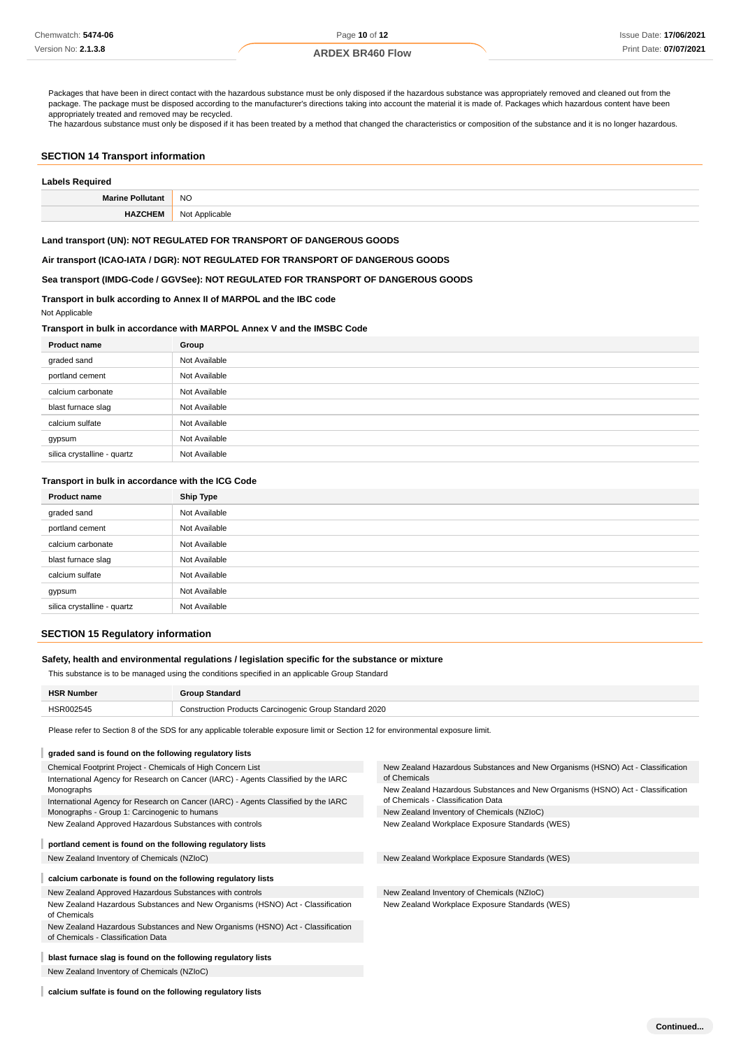Packages that have been in direct contact with the hazardous substance must be only disposed if the hazardous substance was appropriately removed and cleaned out from the package. The package must be disposed according to the manufacturer's directions taking into account the material it is made of. Packages which hazardous content have been appropriately treated and removed may be recycled.
The hazardous substance must only be disposed if it has been treated by a method that changed the characteristics or composition of the substance and it is no longer hazardous.

## SECTION 14 Transport information

### Labels Required

| | |
|---|---|
| **Marine Pollutant** | NO |
| **HAZCHEM** | Not Applicable |

**Land transport (UN): NOT REGULATED FOR TRANSPORT OF DANGEROUS GOODS**

**Air transport (ICAO-IATA / DGR): NOT REGULATED FOR TRANSPORT OF DANGEROUS GOODS**

**Sea transport (IMDG-Code / GGVSee): NOT REGULATED FOR TRANSPORT OF DANGEROUS GOODS**

**Transport in bulk according to Annex II of MARPOL and the IBC code**

Not Applicable

**Transport in bulk in accordance with MARPOL Annex V and the IMSBC Code**

| Product name | Group |
|---|---|
| graded sand | Not Available |
| portland cement | Not Available |
| calcium carbonate | Not Available |
| blast furnace slag | Not Available |
| calcium sulfate | Not Available |
| gypsum | Not Available |
| silica crystalline - quartz | Not Available |

**Transport in bulk in accordance with the ICG Code**

| Product name | Ship Type |
|---|---|
| graded sand | Not Available |
| portland cement | Not Available |
| calcium carbonate | Not Available |
| blast furnace slag | Not Available |
| calcium sulfate | Not Available |
| gypsum | Not Available |
| silica crystalline - quartz | Not Available |

## SECTION 15 Regulatory information

**Safety, health and environmental regulations / legislation specific for the substance or mixture**

This substance is to be managed using the conditions specified in an applicable Group Standard

| HSR Number | Group Standard |
|---|---|
| HSR002545 | Construction Products Carcinogenic Group Standard 2020 |

Please refer to Section 8 of the SDS for any applicable tolerable exposure limit or Section 12 for environmental exposure limit.

**graded sand is found on the following regulatory lists**

- Chemical Footprint Project - Chemicals of High Concern List
- International Agency for Research on Cancer (IARC) - Agents Classified by the IARC Monographs
- International Agency for Research on Cancer (IARC) - Agents Classified by the IARC Monographs - Group 1: Carcinogenic to humans
- New Zealand Approved Hazardous Substances with controls
- New Zealand Hazardous Substances and New Organisms (HSNO) Act - Classification of Chemicals
- New Zealand Hazardous Substances and New Organisms (HSNO) Act - Classification of Chemicals - Classification Data
- New Zealand Inventory of Chemicals (NZIoC)
- New Zealand Workplace Exposure Standards (WES)

**portland cement is found on the following regulatory lists**

- New Zealand Inventory of Chemicals (NZIoC)
- New Zealand Workplace Exposure Standards (WES)

**calcium carbonate is found on the following regulatory lists**

- New Zealand Approved Hazardous Substances with controls
- New Zealand Hazardous Substances and New Organisms (HSNO) Act - Classification of Chemicals
- New Zealand Hazardous Substances and New Organisms (HSNO) Act - Classification of Chemicals - Classification Data
- New Zealand Inventory of Chemicals (NZIoC)
- New Zealand Workplace Exposure Standards (WES)

**blast furnace slag is found on the following regulatory lists**

- New Zealand Inventory of Chemicals (NZIoC)

**calcium sulfate is found on the following regulatory lists**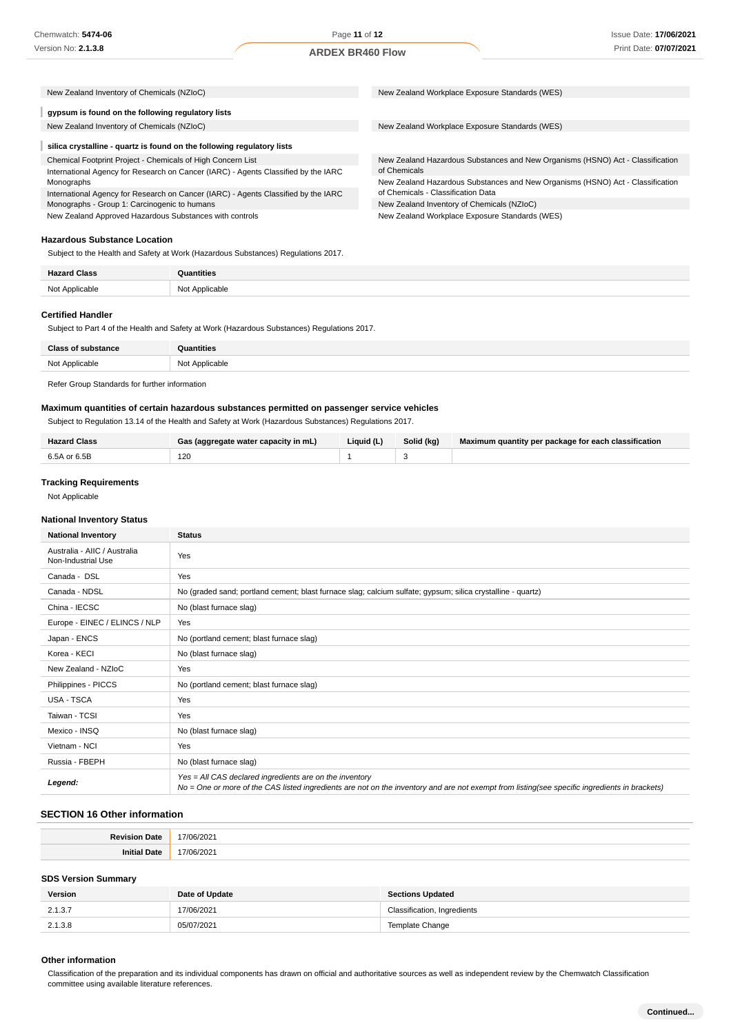| | |
|---|---|
| New Zealand Inventory of Chemicals (NZIoC) | New Zealand Workplace Exposure Standards (WES) |

**gypsum is found on the following regulatory lists**

| | |
|---|---|
| New Zealand Inventory of Chemicals (NZIoC) | New Zealand Workplace Exposure Standards (WES) |

**silica crystalline - quartz is found on the following regulatory lists**

| | |
|---|---|
| Chemical Footprint Project - Chemicals of High Concern List | New Zealand Hazardous Substances and New Organisms (HSNO) Act - Classification of Chemicals |
| International Agency for Research on Cancer (IARC) - Agents Classified by the IARC Monographs | New Zealand Hazardous Substances and New Organisms (HSNO) Act - Classification of Chemicals - Classification Data |
| International Agency for Research on Cancer (IARC) - Agents Classified by the IARC Monographs - Group 1: Carcinogenic to humans | New Zealand Inventory of Chemicals (NZIoC) |
| New Zealand Approved Hazardous Substances with controls | New Zealand Workplace Exposure Standards (WES) |

### Hazardous Substance Location

Subject to the Health and Safety at Work (Hazardous Substances) Regulations 2017.

| Hazard Class | Quantities |
|---|---|
| Not Applicable | Not Applicable |

### Certified Handler

Subject to Part 4 of the Health and Safety at Work (Hazardous Substances) Regulations 2017.

| Class of substance | Quantities |
|---|---|
| Not Applicable | Not Applicable |

Refer Group Standards for further information

### Maximum quantities of certain hazardous substances permitted on passenger service vehicles

Subject to Regulation 13.14 of the Health and Safety at Work (Hazardous Substances) Regulations 2017.

| Hazard Class | Gas (aggregate water capacity in mL) | Liquid (L) | Solid (kg) | Maximum quantity per package for each classification |
|---|---|---|---|---|
| 6.5A or 6.5B | 120 | 1 | 3 | |

### Tracking Requirements

Not Applicable

### National Inventory Status

| National Inventory | Status |
|---|---|
| Australia - AIIC / Australia Non-Industrial Use | Yes |
| Canada - DSL | Yes |
| Canada - NDSL | No (graded sand; portland cement; blast furnace slag; calcium sulfate; gypsum; silica crystalline - quartz) |
| China - IECSC | No (blast furnace slag) |
| Europe - EINEC / ELINCS / NLP | Yes |
| Japan - ENCS | No (portland cement; blast furnace slag) |
| Korea - KECI | No (blast furnace slag) |
| New Zealand - NZIoC | Yes |
| Philippines - PICCS | No (portland cement; blast furnace slag) |
| USA - TSCA | Yes |
| Taiwan - TCSI | Yes |
| Mexico - INSQ | No (blast furnace slag) |
| Vietnam - NCI | Yes |
| Russia - FBEPH | No (blast furnace slag) |
| ***Legend:*** | *Yes = All CAS declared ingredients are on the inventory*<br>*No = One or more of the CAS listed ingredients are not on the inventory and are not exempt from listing(see specific ingredients in brackets)* |

## SECTION 16 Other information

| | |
|---|---|
| **Revision Date** | 17/06/2021 |
| **Initial Date** | 17/06/2021 |

### SDS Version Summary

| Version | Date of Update | Sections Updated |
|---|---|---|
| 2.1.3.7 | 17/06/2021 | Classification, Ingredients |
| 2.1.3.8 | 05/07/2021 | Template Change |

### Other information

Classification of the preparation and its individual components has drawn on official and authoritative sources as well as independent review by the Chemwatch Classification committee using available literature references.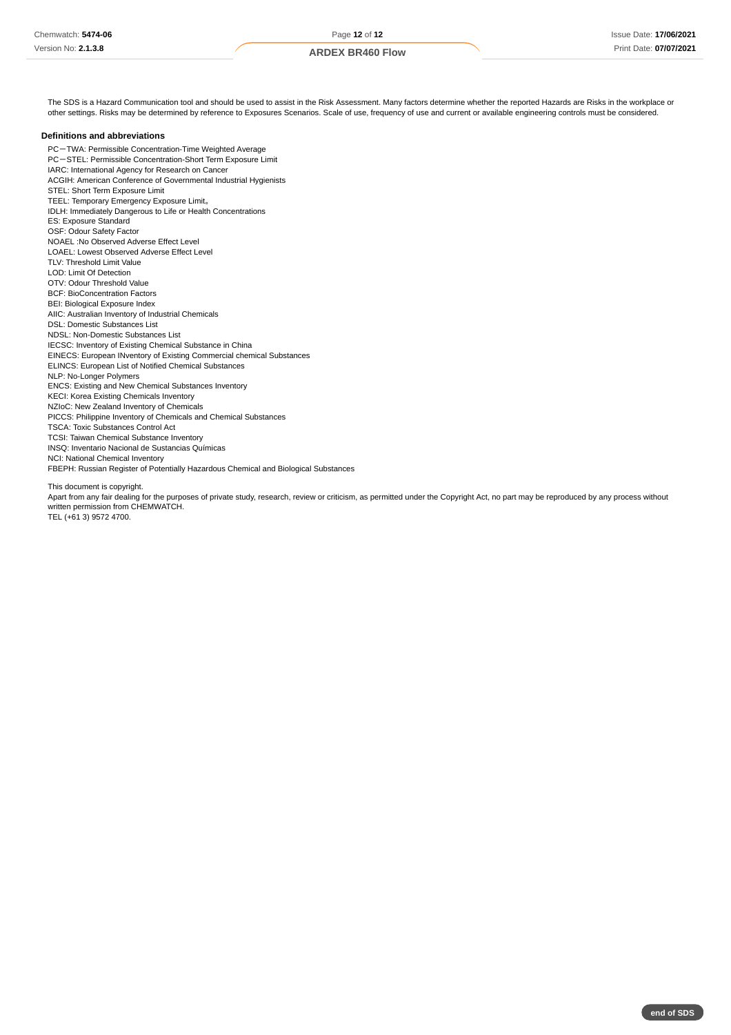The SDS is a Hazard Communication tool and should be used to assist in the Risk Assessment. Many factors determine whether the reported Hazards are Risks in the workplace or other settings. Risks may be determined by reference to Exposures Scenarios. Scale of use, frequency of use and current or available engineering controls must be considered.

### Definitions and abbreviations

PC－TWA: Permissible Concentration-Time Weighted Average
PC－STEL: Permissible Concentration-Short Term Exposure Limit
IARC: International Agency for Research on Cancer
ACGIH: American Conference of Governmental Industrial Hygienists
STEL: Short Term Exposure Limit
TEEL: Temporary Emergency Exposure Limit。
IDLH: Immediately Dangerous to Life or Health Concentrations
ES: Exposure Standard
OSF: Odour Safety Factor
NOAEL :No Observed Adverse Effect Level
LOAEL: Lowest Observed Adverse Effect Level
TLV: Threshold Limit Value
LOD: Limit Of Detection
OTV: Odour Threshold Value
BCF: BioConcentration Factors
BEI: Biological Exposure Index
AIIC: Australian Inventory of Industrial Chemicals
DSL: Domestic Substances List
NDSL: Non-Domestic Substances List
IECSC: Inventory of Existing Chemical Substance in China
EINECS: European INventory of Existing Commercial chemical Substances
ELINCS: European List of Notified Chemical Substances
NLP: No-Longer Polymers
ENCS: Existing and New Chemical Substances Inventory
KECI: Korea Existing Chemicals Inventory
NZIoC: New Zealand Inventory of Chemicals
PICCS: Philippine Inventory of Chemicals and Chemical Substances
TSCA: Toxic Substances Control Act
TCSI: Taiwan Chemical Substance Inventory
INSQ: Inventario Nacional de Sustancias Químicas
NCI: National Chemical Inventory
FBEPH: Russian Register of Potentially Hazardous Chemical and Biological Substances

This document is copyright.
Apart from any fair dealing for the purposes of private study, research, review or criticism, as permitted under the Copyright Act, no part may be reproduced by any process without written permission from CHEMWATCH.
TEL (+61 3) 9572 4700.

end of SDS